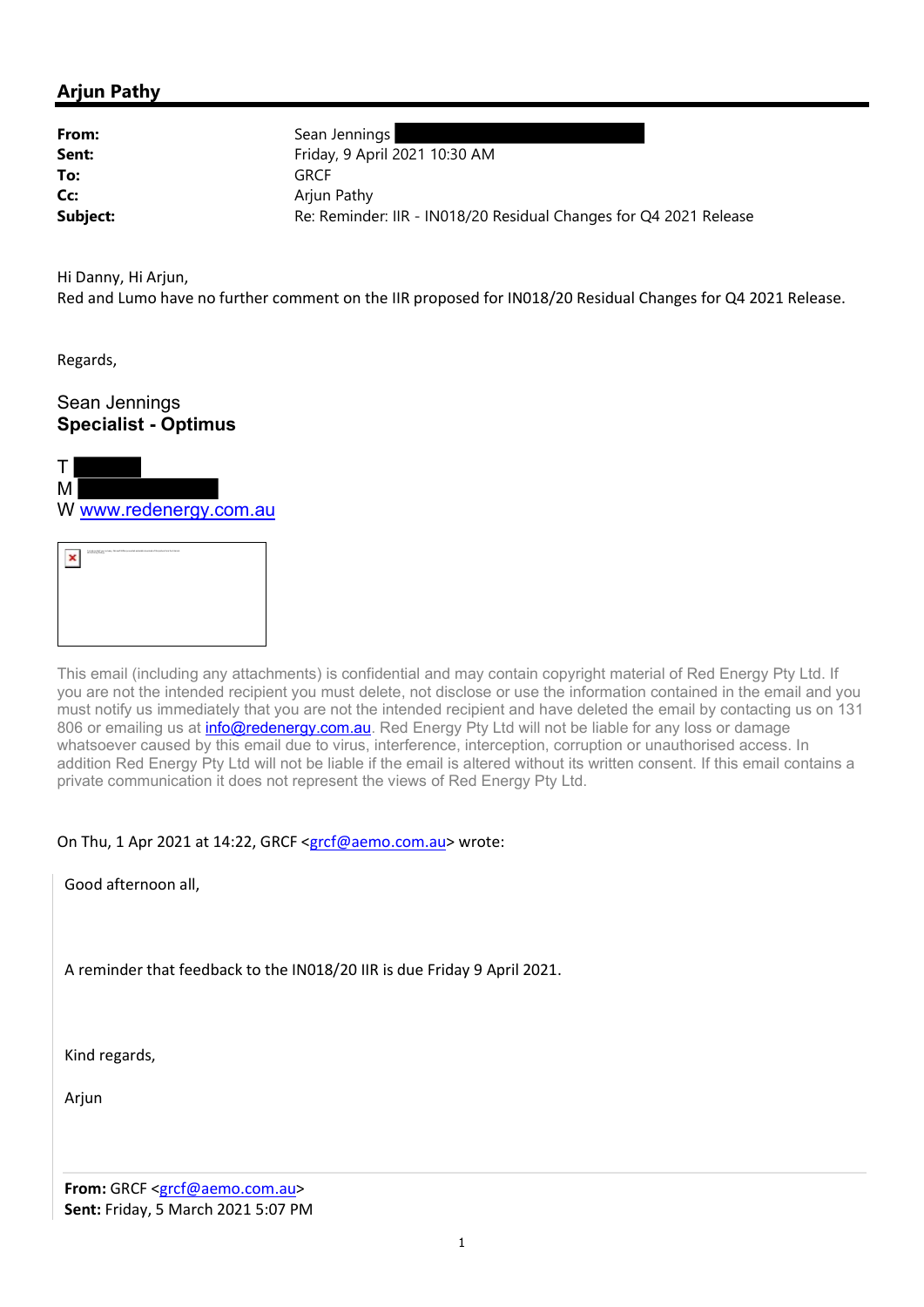## Arjun Pathy

| | |
|---|---|
| **From:** | Sean Jennings |
| **Sent:** | Friday, 9 April 2021 10:30 AM |
| **To:** | GRCF |
| **Cc:** | Arjun Pathy |
| **Subject:** | Re: Reminder: IIR - IN018/20 Residual Changes for Q4 2021 Release |

Hi Danny, Hi Arjun,

Red and Lumo have no further comment on the IIR proposed for IN018/20 Residual Changes for Q4 2021 Release.

Regards,

Sean Jennings
**Specialist - Optimus**

T
M
W www.redenergy.com.au

This email (including any attachments) is confidential and may contain copyright material of Red Energy Pty Ltd. If you are not the intended recipient you must delete, not disclose or use the information contained in the email and you must notify us immediately that you are not the intended recipient and have deleted the email by contacting us on 131 806 or emailing us at info@redenergy.com.au. Red Energy Pty Ltd will not be liable for any loss or damage whatsoever caused by this email due to virus, interference, interception, corruption or unauthorised access. In addition Red Energy Pty Ltd will not be liable if the email is altered without its written consent. If this email contains a private communication it does not represent the views of Red Energy Pty Ltd.

On Thu, 1 Apr 2021 at 14:22, GRCF <grcf@aemo.com.au> wrote:

> Good afternoon all,
>
> A reminder that feedback to the IN018/20 IIR is due Friday 9 April 2021.
>
> Kind regards,
>
> Arjun
>
> **From:** GRCF <grcf@aemo.com.au>
> **Sent:** Friday, 5 March 2021 5:07 PM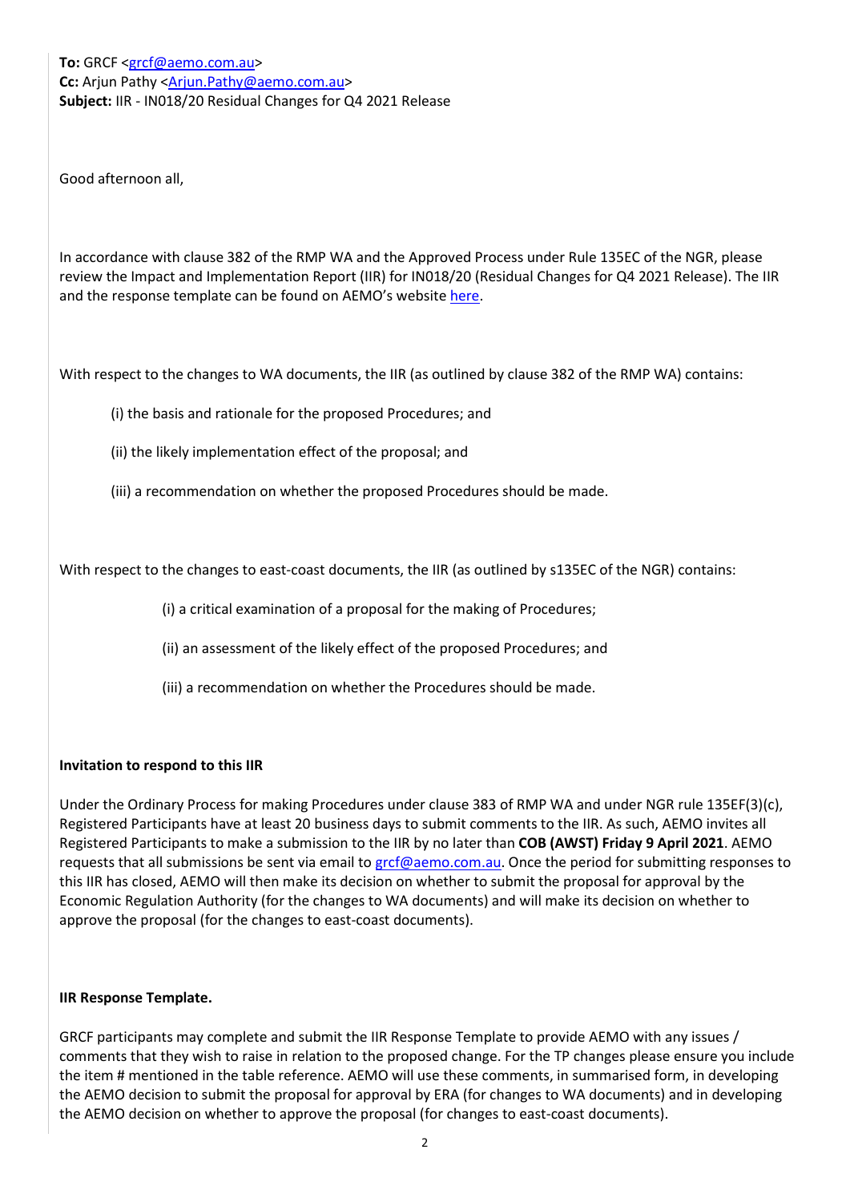**To:** GRCF <grcf@aemo.com.au>
**Cc:** Arjun Pathy <Arjun.Pathy@aemo.com.au>
**Subject:** IIR - IN018/20 Residual Changes for Q4 2021 Release

Good afternoon all,

In accordance with clause 382 of the RMP WA and the Approved Process under Rule 135EC of the NGR, please review the Impact and Implementation Report (IIR) for IN018/20 (Residual Changes for Q4 2021 Release). The IIR and the response template can be found on AEMO's website here.

With respect to the changes to WA documents, the IIR (as outlined by clause 382 of the RMP WA) contains:

(i) the basis and rationale for the proposed Procedures; and

(ii) the likely implementation effect of the proposal; and

(iii) a recommendation on whether the proposed Procedures should be made.

With respect to the changes to east-coast documents, the IIR (as outlined by s135EC of the NGR) contains:

(i) a critical examination of a proposal for the making of Procedures;

(ii) an assessment of the likely effect of the proposed Procedures; and

(iii) a recommendation on whether the Procedures should be made.

**Invitation to respond to this IIR**

Under the Ordinary Process for making Procedures under clause 383 of RMP WA and under NGR rule 135EF(3)(c), Registered Participants have at least 20 business days to submit comments to the IIR. As such, AEMO invites all Registered Participants to make a submission to the IIR by no later than **COB (AWST) Friday 9 April 2021**. AEMO requests that all submissions be sent via email to grcf@aemo.com.au. Once the period for submitting responses to this IIR has closed, AEMO will then make its decision on whether to submit the proposal for approval by the Economic Regulation Authority (for the changes to WA documents) and will make its decision on whether to approve the proposal (for the changes to east-coast documents).

**IIR Response Template.**

GRCF participants may complete and submit the IIR Response Template to provide AEMO with any issues / comments that they wish to raise in relation to the proposed change. For the TP changes please ensure you include the item # mentioned in the table reference. AEMO will use these comments, in summarised form, in developing the AEMO decision to submit the proposal for approval by ERA (for changes to WA documents) and in developing the AEMO decision on whether to approve the proposal (for changes to east-coast documents).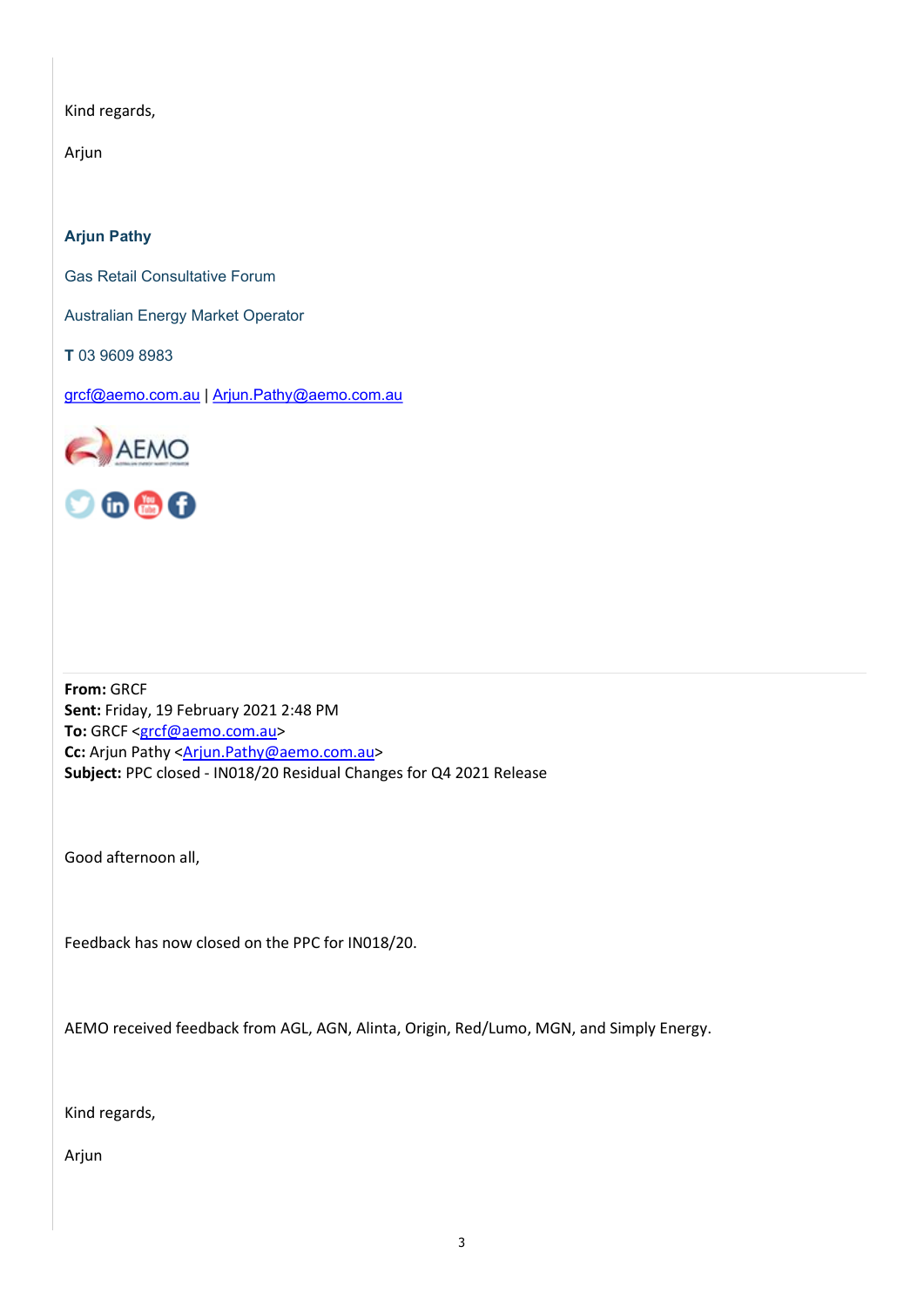Kind regards,

Arjun

**Arjun Pathy**

Gas Retail Consultative Forum

Australian Energy Market Operator

**T** 03 9609 8983

grcf@aemo.com.au | Arjun.Pathy@aemo.com.au

---

**From:** GRCF
**Sent:** Friday, 19 February 2021 2:48 PM
**To:** GRCF <grcf@aemo.com.au>
**Cc:** Arjun Pathy <Arjun.Pathy@aemo.com.au>
**Subject:** PPC closed - IN018/20 Residual Changes for Q4 2021 Release

Good afternoon all,

Feedback has now closed on the PPC for IN018/20.

AEMO received feedback from AGL, AGN, Alinta, Origin, Red/Lumo, MGN, and Simply Energy.

Kind regards,

Arjun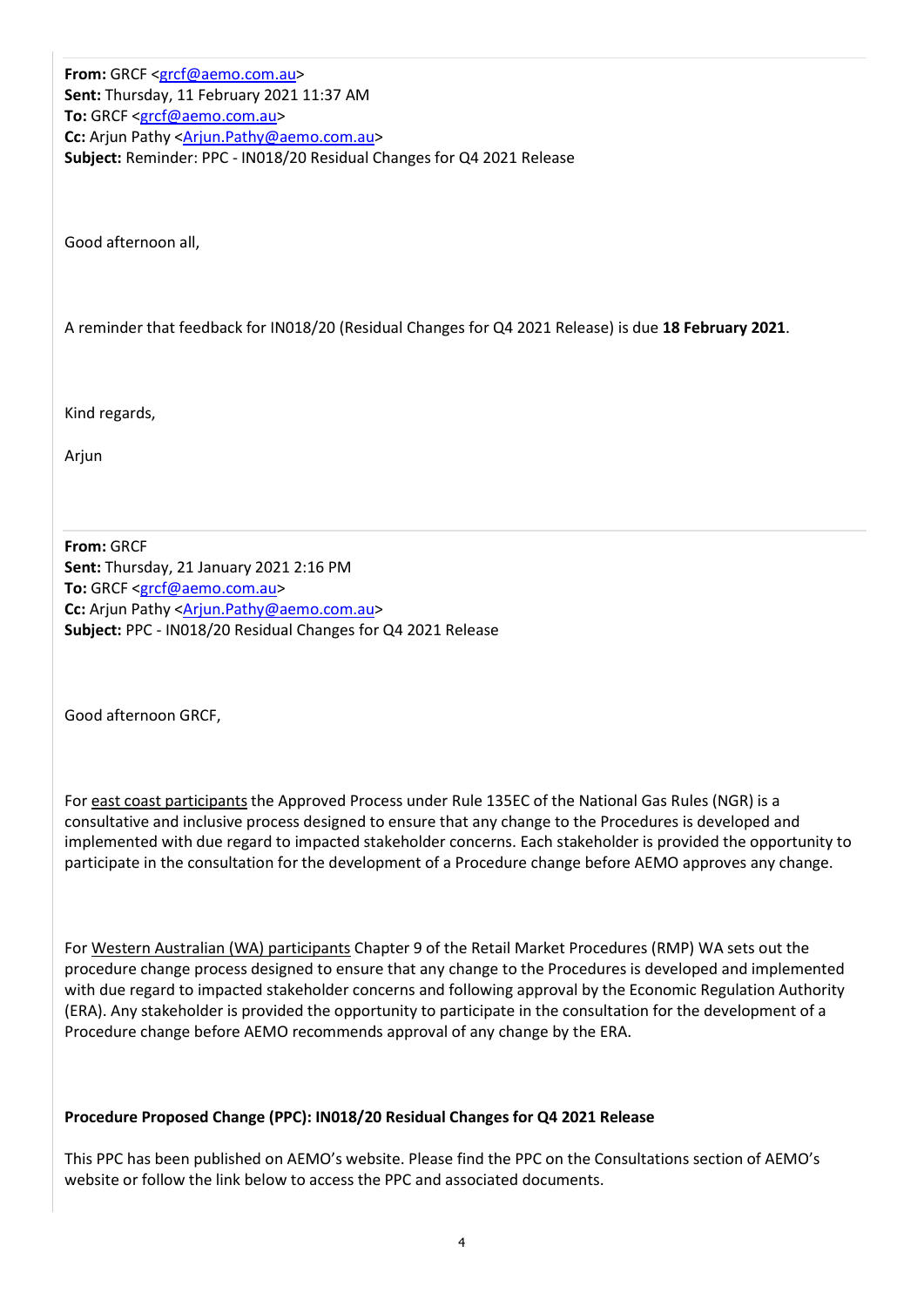**From:** GRCF <grcf@aemo.com.au>
**Sent:** Thursday, 11 February 2021 11:37 AM
**To:** GRCF <grcf@aemo.com.au>
**Cc:** Arjun Pathy <Arjun.Pathy@aemo.com.au>
**Subject:** Reminder: PPC - IN018/20 Residual Changes for Q4 2021 Release

Good afternoon all,

A reminder that feedback for IN018/20 (Residual Changes for Q4 2021 Release) is due **18 February 2021**.

Kind regards,

Arjun

---

**From:** GRCF
**Sent:** Thursday, 21 January 2021 2:16 PM
**To:** GRCF <grcf@aemo.com.au>
**Cc:** Arjun Pathy <Arjun.Pathy@aemo.com.au>
**Subject:** PPC - IN018/20 Residual Changes for Q4 2021 Release

Good afternoon GRCF,

For east coast participants the Approved Process under Rule 135EC of the National Gas Rules (NGR) is a consultative and inclusive process designed to ensure that any change to the Procedures is developed and implemented with due regard to impacted stakeholder concerns. Each stakeholder is provided the opportunity to participate in the consultation for the development of a Procedure change before AEMO approves any change.

For Western Australian (WA) participants Chapter 9 of the Retail Market Procedures (RMP) WA sets out the procedure change process designed to ensure that any change to the Procedures is developed and implemented with due regard to impacted stakeholder concerns and following approval by the Economic Regulation Authority (ERA). Any stakeholder is provided the opportunity to participate in the consultation for the development of a Procedure change before AEMO recommends approval of any change by the ERA.

**Procedure Proposed Change (PPC): IN018/20 Residual Changes for Q4 2021 Release**

This PPC has been published on AEMO's website. Please find the PPC on the Consultations section of AEMO's website or follow the link below to access the PPC and associated documents.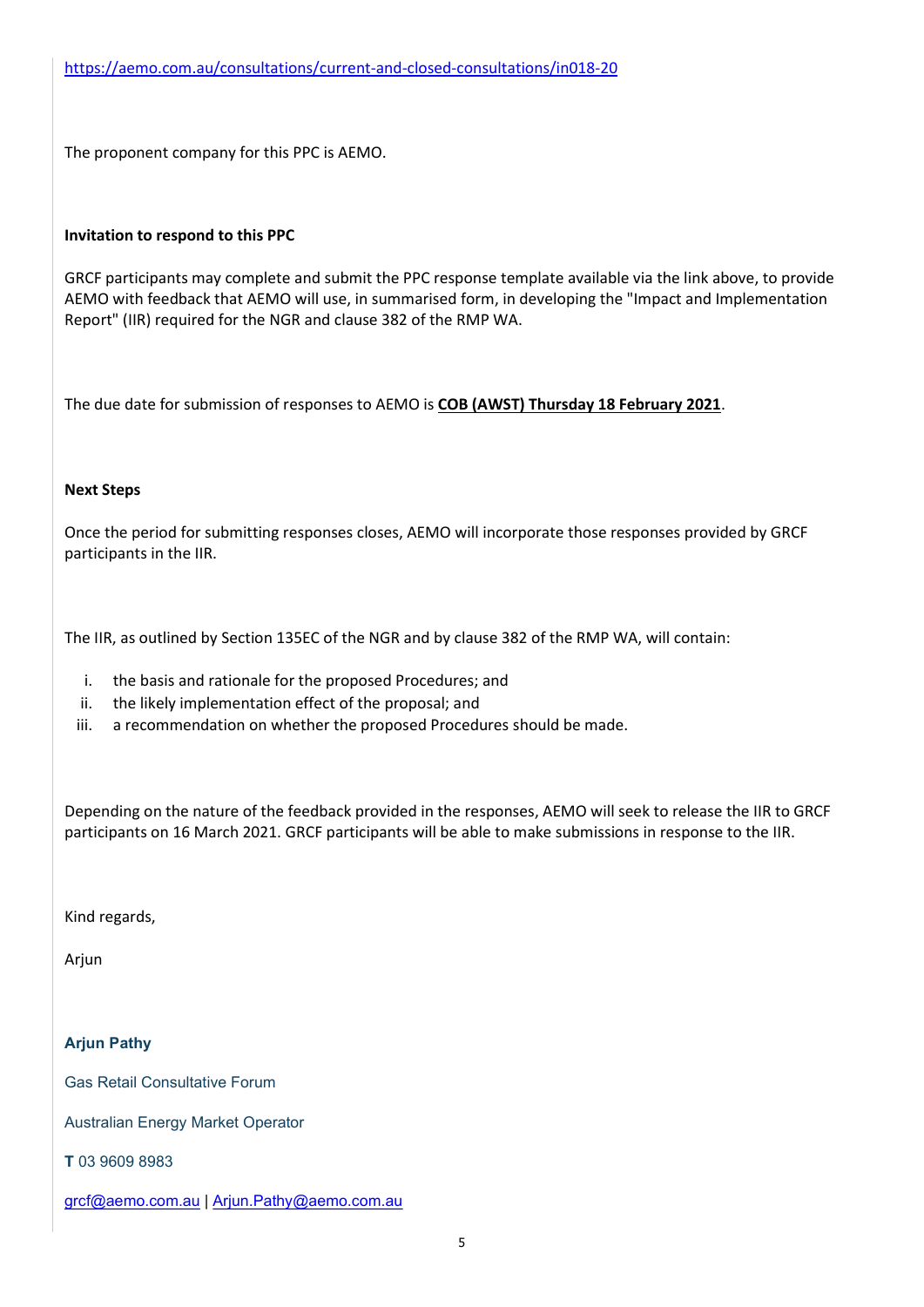https://aemo.com.au/consultations/current-and-closed-consultations/in018-20

The proponent company for this PPC is AEMO.

**Invitation to respond to this PPC**

GRCF participants may complete and submit the PPC response template available via the link above, to provide AEMO with feedback that AEMO will use, in summarised form, in developing the "Impact and Implementation Report" (IIR) required for the NGR and clause 382 of the RMP WA.

The due date for submission of responses to AEMO is **COB (AWST) Thursday 18 February 2021**.

**Next Steps**

Once the period for submitting responses closes, AEMO will incorporate those responses provided by GRCF participants in the IIR.

The IIR, as outlined by Section 135EC of the NGR and by clause 382 of the RMP WA, will contain:

i. the basis and rationale for the proposed Procedures; and
ii. the likely implementation effect of the proposal; and
iii. a recommendation on whether the proposed Procedures should be made.

Depending on the nature of the feedback provided in the responses, AEMO will seek to release the IIR to GRCF participants on 16 March 2021. GRCF participants will be able to make submissions in response to the IIR.

Kind regards,

Arjun

**Arjun Pathy**

Gas Retail Consultative Forum

Australian Energy Market Operator

**T** 03 9609 8983

grcf@aemo.com.au | Arjun.Pathy@aemo.com.au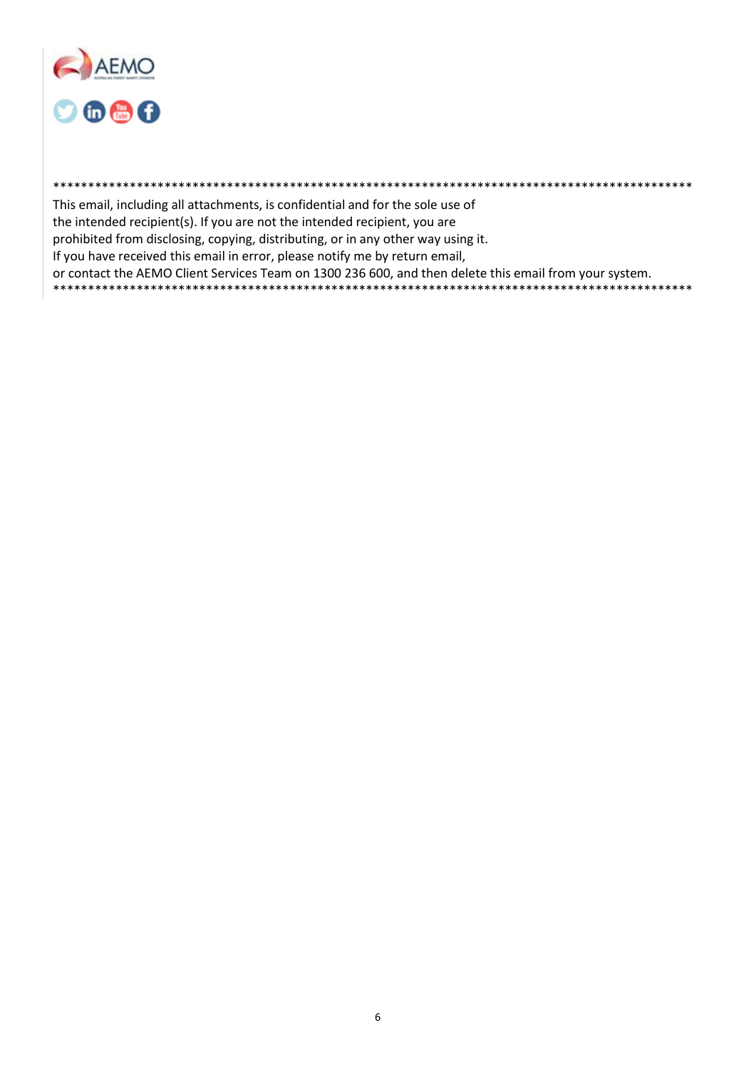AEMO

***************************************************************************************************

This email, including all attachments, is confidential and for the sole use of
the intended recipient(s). If you are not the intended recipient, you are
prohibited from disclosing, copying, distributing, or in any other way using it.
If you have received this email in error, please notify me by return email,
or contact the AEMO Client Services Team on 1300 236 600, and then delete this email from your system.

***************************************************************************************************